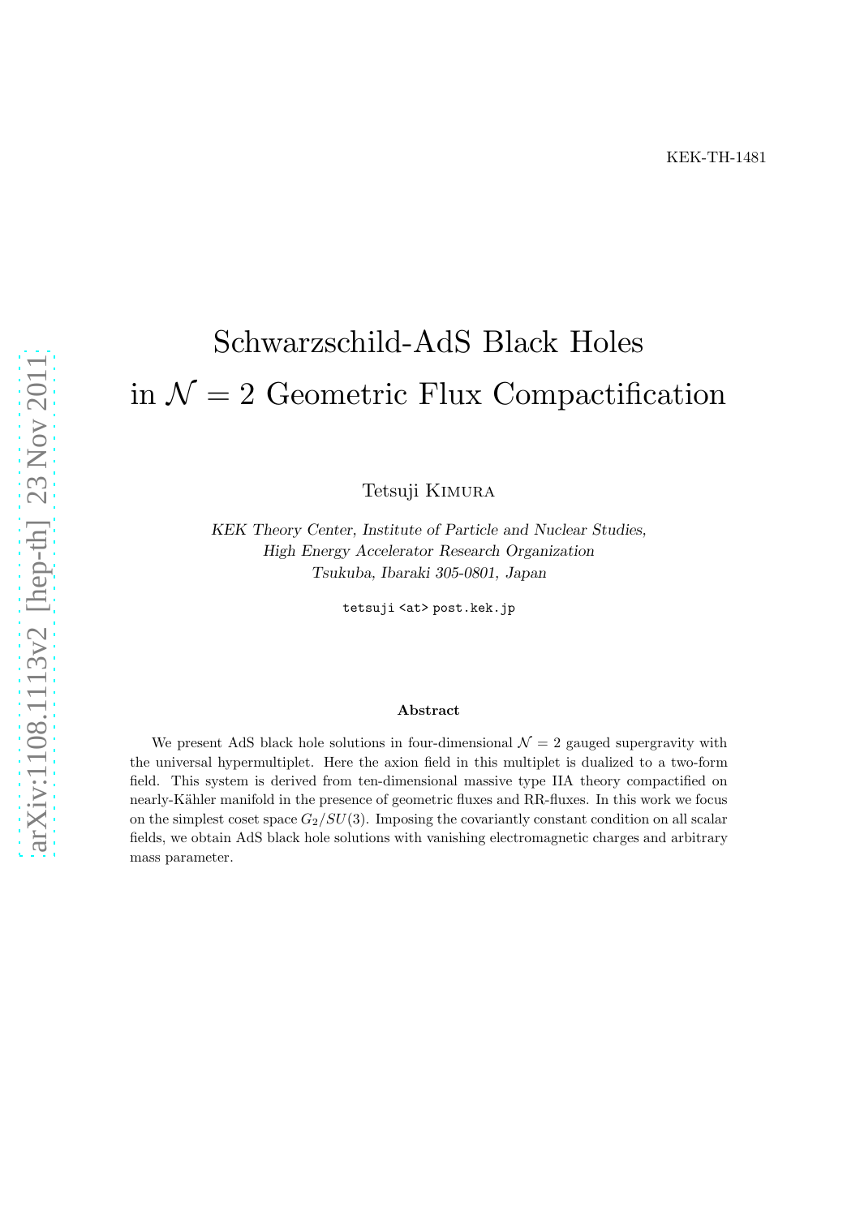KEK-TH-1481

# Schwarzschild-AdS Black Holes in $\mathcal{N} = 2$ Geometric Flux Compactification

Tetsuji Kimura

*KEK Theory Center, Institute of Particle and Nuclear Studies, High Energy Accelerator Research Organization Tsukuba, Ibaraki 305-0801, Japan*

tetsuji <at> post.kek.jp

### Abstract

We present AdS black hole solutions in four-dimensional $\mathcal{N} = 2$ gauged supergravity with the universal hypermultiplet. Here the axion field in this multiplet is dualized to a two-form field. This system is derived from ten-dimensional massive type IIA theory compactified on nearly-Kähler manifold in the presence of geometric fluxes and RR-fluxes. In this work we focus on the simplest coset space $G_2/SU(3)$. Imposing the covariantly constant condition on all scalar fields, we obtain AdS black hole solutions with vanishing electromagnetic charges and arbitrary mass parameter.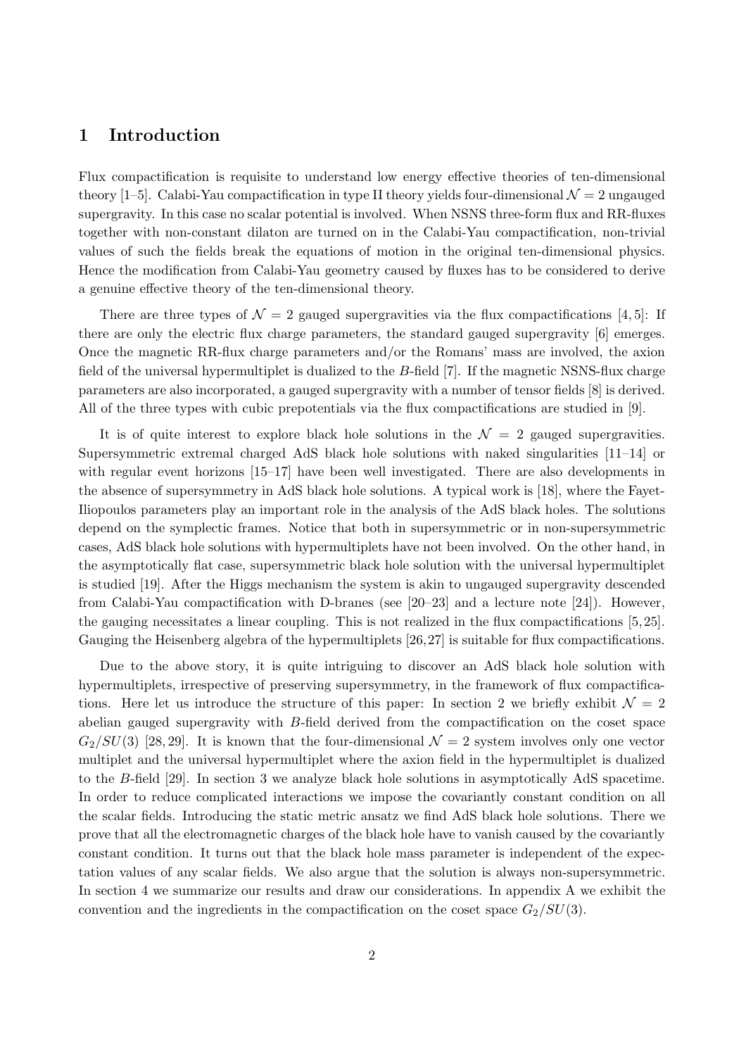# 1 Introduction

Flux compactification is requisite to understand low energy effective theories of ten-dimensional theory [1–5]. Calabi-Yau compactification in type II theory yields four-dimensional $\mathcal{N} = 2$ ungauged supergravity. In this case no scalar potential is involved. When NSNS three-form flux and RR-fluxes together with non-constant dilaton are turned on in the Calabi-Yau compactification, non-trivial values of such the fields break the equations of motion in the original ten-dimensional physics. Hence the modification from Calabi-Yau geometry caused by fluxes has to be considered to derive a genuine effective theory of the ten-dimensional theory.

There are three types of $\mathcal{N} = 2$ gauged supergravities via the flux compactifications [4, 5]: If there are only the electric flux charge parameters, the standard gauged supergravity [6] emerges. Once the magnetic RR-flux charge parameters and/or the Romans' mass are involved, the axion field of the universal hypermultiplet is dualized to the $B$-field [7]. If the magnetic NSNS-flux charge parameters are also incorporated, a gauged supergravity with a number of tensor fields [8] is derived. All of the three types with cubic prepotentials via the flux compactifications are studied in [9].

It is of quite interest to explore black hole solutions in the $\mathcal{N} = 2$ gauged supergravities. Supersymmetric extremal charged AdS black hole solutions with naked singularities [11–14] or with regular event horizons [15–17] have been well investigated. There are also developments in the absence of supersymmetry in AdS black hole solutions. A typical work is [18], where the Fayet-Iliopoulos parameters play an important role in the analysis of the AdS black holes. The solutions depend on the symplectic frames. Notice that both in supersymmetric or in non-supersymmetric cases, AdS black hole solutions with hypermultiplets have not been involved. On the other hand, in the asymptotically flat case, supersymmetric black hole solution with the universal hypermultiplet is studied [19]. After the Higgs mechanism the system is akin to ungauged supergravity descended from Calabi-Yau compactification with D-branes (see [20–23] and a lecture note [24]). However, the gauging necessitates a linear coupling. This is not realized in the flux compactifications [5, 25]. Gauging the Heisenberg algebra of the hypermultiplets [26, 27] is suitable for flux compactifications.

Due to the above story, it is quite intriguing to discover an AdS black hole solution with hypermultiplets, irrespective of preserving supersymmetry, in the framework of flux compactifications. Here let us introduce the structure of this paper: In section 2 we briefly exhibit $\mathcal{N} = 2$ abelian gauged supergravity with $B$-field derived from the compactification on the coset space $G_2/SU(3)$ [28, 29]. It is known that the four-dimensional $\mathcal{N} = 2$ system involves only one vector multiplet and the universal hypermultiplet where the axion field in the hypermultiplet is dualized to the $B$-field [29]. In section 3 we analyze black hole solutions in asymptotically AdS spacetime. In order to reduce complicated interactions we impose the covariantly constant condition on all the scalar fields. Introducing the static metric ansatz we find AdS black hole solutions. There we prove that all the electromagnetic charges of the black hole have to vanish caused by the covariantly constant condition. It turns out that the black hole mass parameter is independent of the expectation values of any scalar fields. We also argue that the solution is always non-supersymmetric. In section 4 we summarize our results and draw our considerations. In appendix A we exhibit the convention and the ingredients in the compactification on the coset space $G_2/SU(3)$.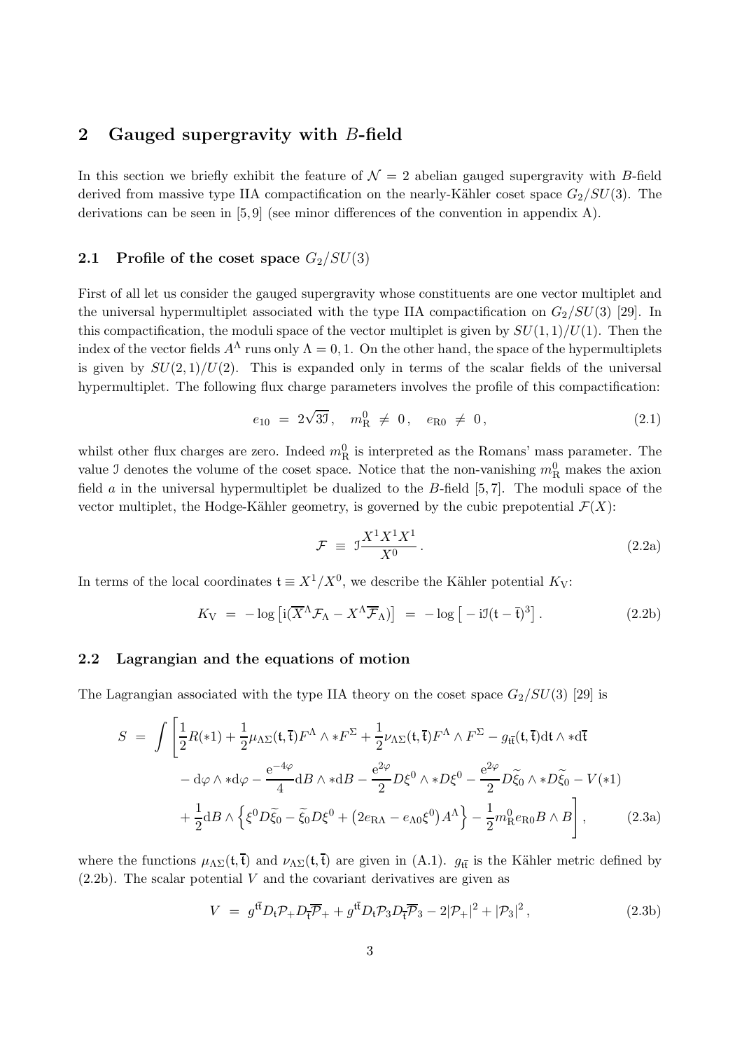## 2 Gauged supergravity with $B$-field

In this section we briefly exhibit the feature of $\mathcal{N} = 2$ abelian gauged supergravity with $B$-field derived from massive type IIA compactification on the nearly-Kähler coset space $G_2/SU(3)$. The derivations can be seen in [5, 9] (see minor differences of the convention in appendix A).

### 2.1 Profile of the coset space $G_2/SU(3)$

First of all let us consider the gauged supergravity whose constituents are one vector multiplet and the universal hypermultiplet associated with the type IIA compactification on $G_2/SU(3)$ [29]. In this compactification, the moduli space of the vector multiplet is given by $SU(1,1)/U(1)$. Then the index of the vector fields $A^\Lambda$ runs only $\Lambda = 0, 1$. On the other hand, the space of the hypermultiplets is given by $SU(2,1)/U(2)$. This is expanded only in terms of the scalar fields of the universal hypermultiplet. The following flux charge parameters involves the profile of this compactification:

$$e_{10} \ = \ 2\sqrt{3\mathcal{I}} \, , \quad m_{\rm R}^0 \ \neq \ 0 \, , \quad e_{\rm R0} \ \neq \ 0 \, , \tag{2.1}$$

whilst other flux charges are zero. Indeed $m_{\rm R}^0$ is interpreted as the Romans' mass parameter. The value $\mathcal{I}$ denotes the volume of the coset space. Notice that the non-vanishing $m_{\rm R}^0$ makes the axion field $a$ in the universal hypermultiplet be dualized to the $B$-field [5, 7]. The moduli space of the vector multiplet, the Hodge-Kähler geometry, is governed by the cubic prepotential $\mathcal{F}(X)$:

$$\mathcal{F} \ \equiv \ \mathcal{I} \frac{X^1 X^1 X^1}{X^0} \, . \tag{2.2a}$$

In terms of the local coordinates $\mathfrak{t} \equiv X^1/X^0$, we describe the Kähler potential $K_{\rm V}$:

$$K_{\rm V} \ = \ - \log \big[ {\rm i} (\overline{X}^\Lambda \mathcal{F}_\Lambda - X^\Lambda \overline{\mathcal{F}}_\Lambda) \big] \ = \ - \log \big[ - {\rm i} \mathcal{I} (\mathfrak{t} - \overline{\mathfrak{t}})^3 \big] \, . \tag{2.2b}$$

### 2.2 Lagrangian and the equations of motion

The Lagrangian associated with the type IIA theory on the coset space $G_2/SU(3)$ [29] is

$$\begin{aligned} S \ = \ \int \bigg[ & \frac{1}{2} R (*1) + \frac{1}{2} \mu_{\Lambda\Sigma}(\mathfrak{t}, \overline{\mathfrak{t}}) F^\Lambda \wedge * F^\Sigma + \frac{1}{2} \nu_{\Lambda\Sigma}(\mathfrak{t}, \overline{\mathfrak{t}}) F^\Lambda \wedge F^\Sigma - g_{\mathfrak{t}\overline{\mathfrak{t}}}(\mathfrak{t}, \overline{\mathfrak{t}}) {\rm d}\mathfrak{t} \wedge * {\rm d}\overline{\mathfrak{t}} \\ & - {\rm d}\varphi \wedge * {\rm d}\varphi - \frac{{\rm e}^{-4\varphi}}{4} {\rm d}B \wedge * {\rm d}B - \frac{{\rm e}^{2\varphi}}{2} D\xi^0 \wedge * D\xi^0 - \frac{{\rm e}^{2\varphi}}{2} D\widetilde{\xi}_0 \wedge * D\widetilde{\xi}_0 - V(*1) \\ & + \frac{1}{2} {\rm d}B \wedge \Big\{ \xi^0 D\widetilde{\xi}_0 - \widetilde{\xi}_0 D\xi^0 + \big( 2 e_{{\rm R}\Lambda} - e_{\Lambda 0} \xi^0 \big) A^\Lambda \Big\} - \frac{1}{2} m_{\rm R}^0 e_{\rm R0} B \wedge B \bigg] \, , \end{aligned} \tag{2.3a}$$

where the functions $\mu_{\Lambda\Sigma}(\mathfrak{t}, \overline{\mathfrak{t}})$ and $\nu_{\Lambda\Sigma}(\mathfrak{t}, \overline{\mathfrak{t}})$ are given in (A.1). $g_{\mathfrak{t}\overline{\mathfrak{t}}}$ is the Kähler metric defined by (2.2b). The scalar potential $V$ and the covariant derivatives are given as

$$V \ = \ g^{\mathfrak{t}\overline{\mathfrak{t}}} D_{\mathfrak{t}} \mathcal{P}_+ D_{\overline{\mathfrak{t}}} \overline{\mathcal{P}}_+ + g^{\mathfrak{t}\overline{\mathfrak{t}}} D_{\mathfrak{t}} \mathcal{P}_3 D_{\overline{\mathfrak{t}}} \overline{\mathcal{P}}_3 - 2 |\mathcal{P}_+|^2 + |\mathcal{P}_3|^2 \, , \tag{2.3b}$$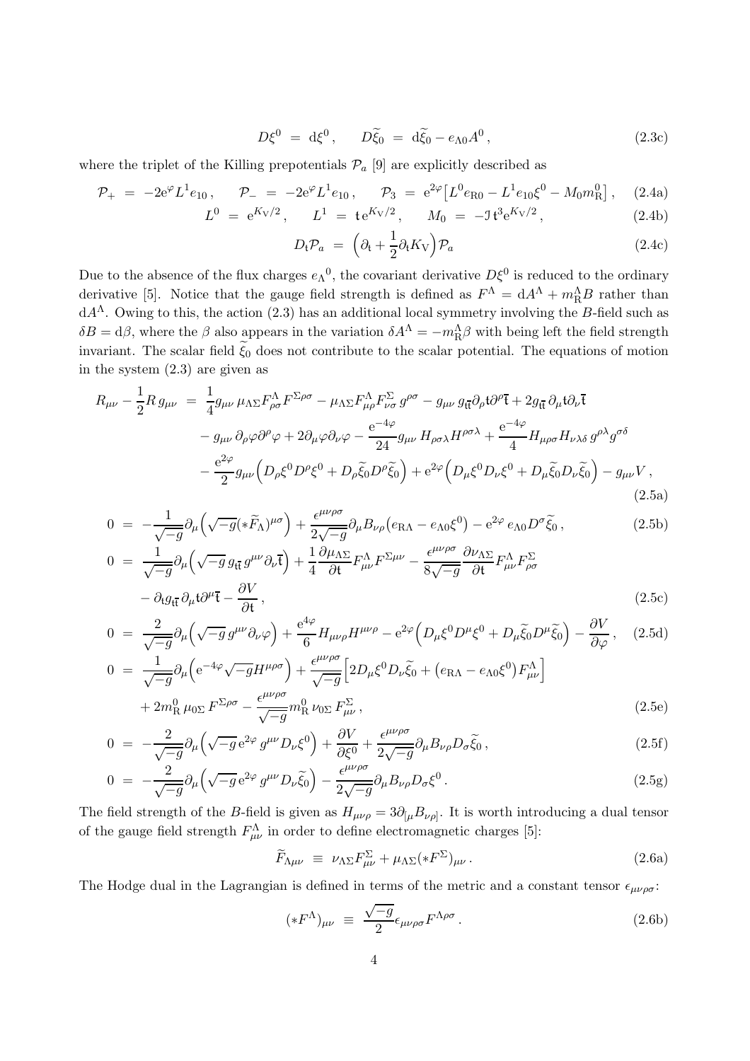$$D\xi^0 \;=\; \mathrm{d}\xi^0 \,, \qquad D\widetilde{\xi}_0 \;=\; \mathrm{d}\widetilde{\xi}_0 - e_{\Lambda 0} A^0 \,, \tag{2.3c}$$

where the triplet of the Killing prepotentials $\mathcal{P}_a$ [9] are explicitly described as

$$\mathcal{P}_+ \;=\; -2\mathrm{e}^{\varphi} L^1 e_{10} \,, \qquad \mathcal{P}_- \;=\; -2\mathrm{e}^{\varphi} L^1 e_{10} \,, \qquad \mathcal{P}_3 \;=\; \mathrm{e}^{2\varphi} \big[ L^0 e_{\mathrm{R}0} - L^1 e_{10} \xi^0 - M_0 m_{\mathrm{R}}^0 \big] \,, \tag{2.4a}$$

$$L^0 \;=\; \mathrm{e}^{K_{\mathrm{V}}/2} \,, \qquad L^1 \;=\; \mathfrak{t}\, \mathrm{e}^{K_{\mathrm{V}}/2} \,, \qquad M_0 \;=\; -\mathfrak{I}\, \mathfrak{t}^3 \mathrm{e}^{K_{\mathrm{V}}/2} \,, \tag{2.4b}$$

$$D_{\mathfrak{t}} \mathcal{P}_a \;=\; \Big( \partial_{\mathfrak{t}} + \frac{1}{2} \partial_{\mathfrak{t}} K_{\mathrm{V}} \Big) \mathcal{P}_a \tag{2.4c}$$

Due to the absence of the flux charges $e_{\Lambda}{}^0$, the covariant derivative $D\xi^0$ is reduced to the ordinary derivative [5]. Notice that the gauge field strength is defined as $F^{\Lambda} = \mathrm{d}A^{\Lambda} + m_{\mathrm{R}}^{\Lambda} B$ rather than $\mathrm{d}A^{\Lambda}$. Owing to this, the action (2.3) has an additional local symmetry involving the $B$-field such as $\delta B = \mathrm{d}\beta$, where the $\beta$ also appears in the variation $\delta A^{\Lambda} = -m_{\mathrm{R}}^{\Lambda} \beta$ with being left the field strength invariant. The scalar field $\widetilde{\xi}_0$ does not contribute to the scalar potential. The equations of motion in the system (2.3) are given as

$$\begin{aligned}
R_{\mu\nu} - \frac{1}{2} R\, g_{\mu\nu} \;=\;& \frac{1}{4} g_{\mu\nu}\, \mu_{\Lambda\Sigma} F^{\Lambda}_{\rho\sigma} F^{\Sigma\rho\sigma} - \mu_{\Lambda\Sigma} F^{\Lambda}_{\mu\rho} F^{\Sigma}_{\nu\sigma}\, g^{\rho\sigma} - g_{\mu\nu}\, g_{\mathfrak{t}\bar{\mathfrak{t}}} \partial_{\rho} \mathfrak{t} \partial^{\rho} \bar{\mathfrak{t}} + 2 g_{\mathfrak{t}\bar{\mathfrak{t}}}\, \partial_{\mu} \mathfrak{t} \partial_{\nu} \bar{\mathfrak{t}} \\
& - g_{\mu\nu}\, \partial_{\rho} \varphi \partial^{\rho} \varphi + 2 \partial_{\mu} \varphi \partial_{\nu} \varphi - \frac{\mathrm{e}^{-4\varphi}}{24} g_{\mu\nu}\, H_{\rho\sigma\lambda} H^{\rho\sigma\lambda} + \frac{\mathrm{e}^{-4\varphi}}{4} H_{\mu\rho\sigma} H_{\nu\lambda\delta}\, g^{\rho\lambda} g^{\sigma\delta} \\
& - \frac{\mathrm{e}^{2\varphi}}{2} g_{\mu\nu} \Big( D_{\rho} \xi^0 D^{\rho} \xi^0 + D_{\rho} \widetilde{\xi}_0 D^{\rho} \widetilde{\xi}_0 \Big) + \mathrm{e}^{2\varphi} \Big( D_{\mu} \xi^0 D_{\nu} \xi^0 + D_{\mu} \widetilde{\xi}_0 D_{\nu} \widetilde{\xi}_0 \Big) - g_{\mu\nu} V \,,
\end{aligned} \tag{2.5a}$$

$$0 \;=\; -\frac{1}{\sqrt{-g}} \partial_{\mu} \Big( \sqrt{-g} (*\widetilde{F}_{\Lambda})^{\mu\sigma} \Big) + \frac{\epsilon^{\mu\nu\rho\sigma}}{2\sqrt{-g}} \partial_{\mu} B_{\nu\rho} \big( e_{\mathrm{R}\Lambda} - e_{\Lambda 0} \xi^0 \big) - \mathrm{e}^{2\varphi}\, e_{\Lambda 0} D^{\sigma} \widetilde{\xi}_0 \,, \tag{2.5b}$$

$$\begin{aligned}
0 \;=\;& \frac{1}{\sqrt{-g}} \partial_{\mu} \Big( \sqrt{-g}\, g_{\mathfrak{t}\bar{\mathfrak{t}}}\, g^{\mu\nu} \partial_{\nu} \bar{\mathfrak{t}} \Big) + \frac{1}{4} \frac{\partial \mu_{\Lambda\Sigma}}{\partial \mathfrak{t}} F^{\Lambda}_{\mu\nu} F^{\Sigma\mu\nu} - \frac{\epsilon^{\mu\nu\rho\sigma}}{8\sqrt{-g}} \frac{\partial \nu_{\Lambda\Sigma}}{\partial \mathfrak{t}} F^{\Lambda}_{\mu\nu} F^{\Sigma}_{\rho\sigma} \\
& - \partial_{\mathfrak{t}} g_{\mathfrak{t}\bar{\mathfrak{t}}}\, \partial_{\mu} \mathfrak{t} \partial^{\mu} \bar{\mathfrak{t}} - \frac{\partial V}{\partial \mathfrak{t}} \,,
\end{aligned} \tag{2.5c}$$

$$0 \;=\; \frac{2}{\sqrt{-g}} \partial_{\mu} \Big( \sqrt{-g}\, g^{\mu\nu} \partial_{\nu} \varphi \Big) + \frac{\mathrm{e}^{4\varphi}}{6} H_{\mu\nu\rho} H^{\mu\nu\rho} - \mathrm{e}^{2\varphi} \Big( D_{\mu} \xi^0 D^{\mu} \xi^0 + D_{\mu} \widetilde{\xi}_0 D^{\mu} \widetilde{\xi}_0 \Big) - \frac{\partial V}{\partial \varphi} \,, \tag{2.5d}$$

$$\begin{aligned}
0 \;=\;& \frac{1}{\sqrt{-g}} \partial_{\mu} \Big( \mathrm{e}^{-4\varphi} \sqrt{-g} H^{\mu\rho\sigma} \Big) + \frac{\epsilon^{\mu\nu\rho\sigma}}{\sqrt{-g}} \Big[ 2 D_{\mu} \xi^0 D_{\nu} \widetilde{\xi}_0 + \big( e_{\mathrm{R}\Lambda} - e_{\Lambda 0} \xi^0 \big) F^{\Lambda}_{\mu\nu} \Big] \\
& + 2 m_{\mathrm{R}}^0\, \mu_{0\Sigma}\, F^{\Sigma\rho\sigma} - \frac{\epsilon^{\mu\nu\rho\sigma}}{\sqrt{-g}} m_{\mathrm{R}}^0\, \nu_{0\Sigma}\, F^{\Sigma}_{\mu\nu} \,,
\end{aligned} \tag{2.5e}$$

$$0 \;=\; -\frac{2}{\sqrt{-g}} \partial_{\mu} \Big( \sqrt{-g}\, \mathrm{e}^{2\varphi}\, g^{\mu\nu} D_{\nu} \xi^0 \Big) + \frac{\partial V}{\partial \xi^0} + \frac{\epsilon^{\mu\nu\rho\sigma}}{2\sqrt{-g}} \partial_{\mu} B_{\nu\rho} D_{\sigma} \widetilde{\xi}_0 \,, \tag{2.5f}$$

$$0 \;=\; -\frac{2}{\sqrt{-g}} \partial_{\mu} \Big( \sqrt{-g}\, \mathrm{e}^{2\varphi}\, g^{\mu\nu} D_{\nu} \widetilde{\xi}_0 \Big) - \frac{\epsilon^{\mu\nu\rho\sigma}}{2\sqrt{-g}} \partial_{\mu} B_{\nu\rho} D_{\sigma} \xi^0 \,. \tag{2.5g}$$

The field strength of the $B$-field is given as $H_{\mu\nu\rho} = 3\partial_{[\mu} B_{\nu\rho]}$. It is worth introducing a dual tensor of the gauge field strength $F^{\Lambda}_{\mu\nu}$ in order to define electromagnetic charges [5]:

$$\widetilde{F}_{\Lambda\mu\nu} \;\equiv\; \nu_{\Lambda\Sigma} F^{\Sigma}_{\mu\nu} + \mu_{\Lambda\Sigma} (*F^{\Sigma})_{\mu\nu} \,. \tag{2.6a}$$

The Hodge dual in the Lagrangian is defined in terms of the metric and a constant tensor $\epsilon_{\mu\nu\rho\sigma}$:

$$(*F^{\Lambda})_{\mu\nu} \;\equiv\; \frac{\sqrt{-g}}{2} \epsilon_{\mu\nu\rho\sigma} F^{\Lambda\rho\sigma} \,. \tag{2.6b}$$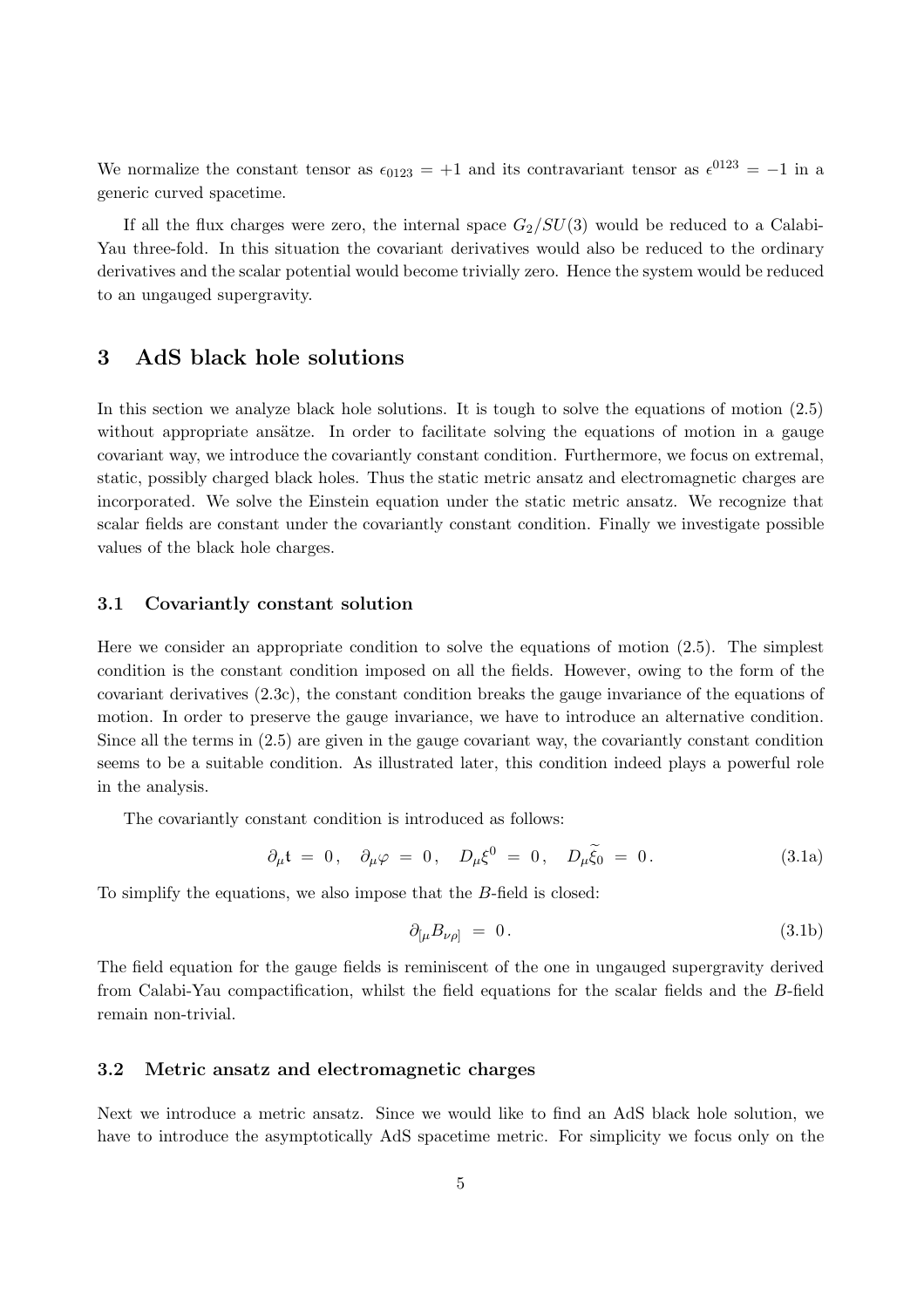We normalize the constant tensor as $\epsilon_{0123} = +1$ and its contravariant tensor as $\epsilon^{0123} = -1$ in a generic curved spacetime.

If all the flux charges were zero, the internal space $G_2/SU(3)$ would be reduced to a Calabi-Yau three-fold. In this situation the covariant derivatives would also be reduced to the ordinary derivatives and the scalar potential would become trivially zero. Hence the system would be reduced to an ungauged supergravity.

## 3 AdS black hole solutions

In this section we analyze black hole solutions. It is tough to solve the equations of motion (2.5) without appropriate ansätze. In order to facilitate solving the equations of motion in a gauge covariant way, we introduce the covariantly constant condition. Furthermore, we focus on extremal, static, possibly charged black holes. Thus the static metric ansatz and electromagnetic charges are incorporated. We solve the Einstein equation under the static metric ansatz. We recognize that scalar fields are constant under the covariantly constant condition. Finally we investigate possible values of the black hole charges.

### 3.1 Covariantly constant solution

Here we consider an appropriate condition to solve the equations of motion (2.5). The simplest condition is the constant condition imposed on all the fields. However, owing to the form of the covariant derivatives (2.3c), the constant condition breaks the gauge invariance of the equations of motion. In order to preserve the gauge invariance, we have to introduce an alternative condition. Since all the terms in (2.5) are given in the gauge covariant way, the covariantly constant condition seems to be a suitable condition. As illustrated later, this condition indeed plays a powerful role in the analysis.

The covariantly constant condition is introduced as follows:

$$\partial_\mu \mathsf{t} \ = \ 0 \, , \quad \partial_\mu \varphi \ = \ 0 \, , \quad D_\mu \xi^0 \ = \ 0 \, , \quad D_\mu \widetilde{\xi}_0 \ = \ 0 \, . \tag{3.1a}$$

To simplify the equations, we also impose that the $B$-field is closed:

$$\partial_{[\mu} B_{\nu\rho]} \ = \ 0 \, . \tag{3.1b}$$

The field equation for the gauge fields is reminiscent of the one in ungauged supergravity derived from Calabi-Yau compactification, whilst the field equations for the scalar fields and the $B$-field remain non-trivial.

### 3.2 Metric ansatz and electromagnetic charges

Next we introduce a metric ansatz. Since we would like to find an AdS black hole solution, we have to introduce the asymptotically AdS spacetime metric. For simplicity we focus only on the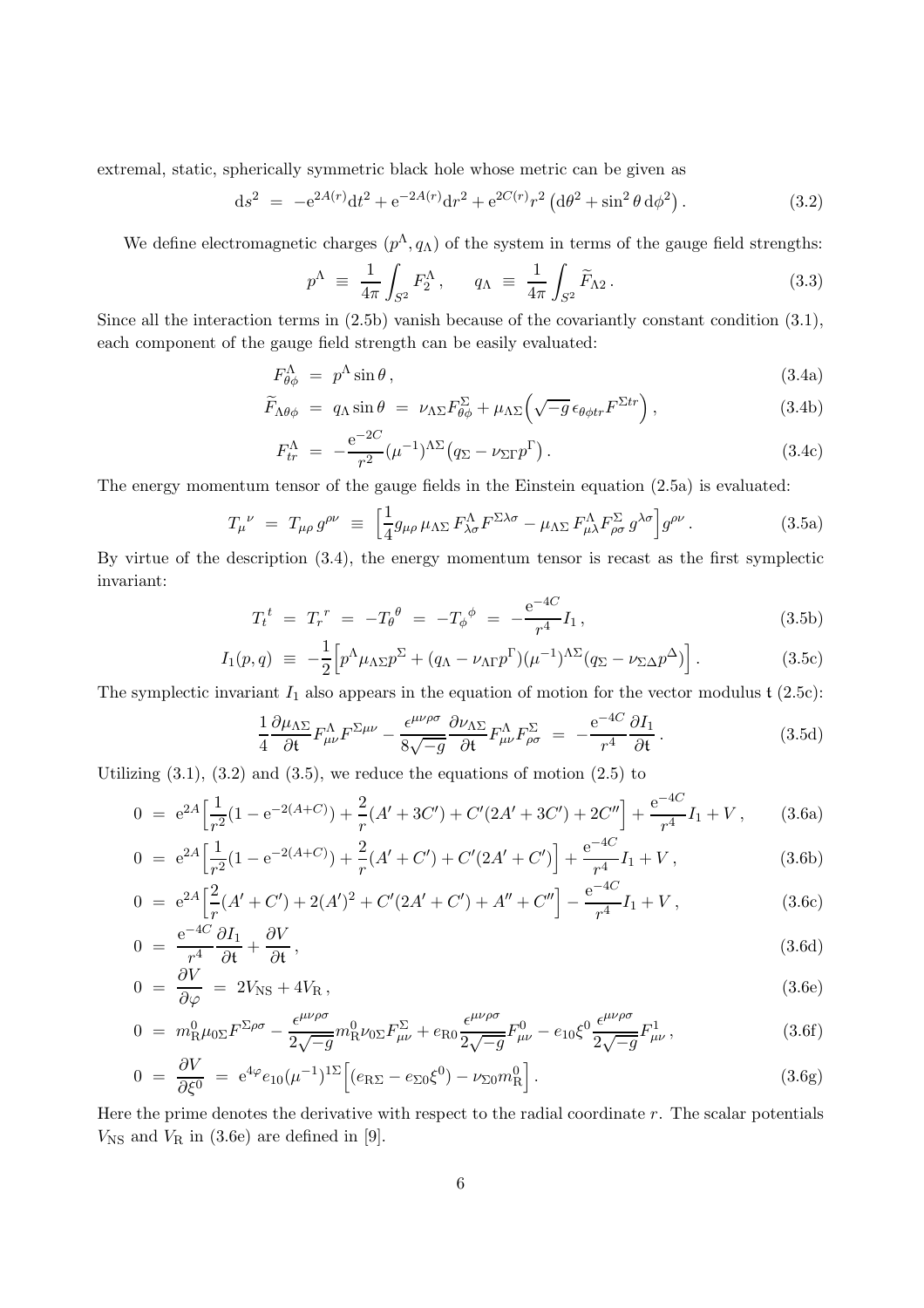extremal, static, spherically symmetric black hole whose metric can be given as

$$
\mathrm{d}s^2 \;=\; -\mathrm{e}^{2A(r)}\mathrm{d}t^2 + \mathrm{e}^{-2A(r)}\mathrm{d}r^2 + \mathrm{e}^{2C(r)} r^2 \big(\mathrm{d}\theta^2 + \sin^2\theta\, \mathrm{d}\phi^2\big) \, . \tag{3.2}
$$

We define electromagnetic charges $(p^{\Lambda}, q_{\Lambda})$ of the system in terms of the gauge field strengths:

$$
p^{\Lambda} \;\equiv\; \frac{1}{4\pi} \int_{S^2} F_2^{\Lambda} \, , \qquad q_{\Lambda} \;\equiv\; \frac{1}{4\pi} \int_{S^2} \widetilde{F}_{\Lambda 2} \, . \tag{3.3}
$$

Since all the interaction terms in (2.5b) vanish because of the covariantly constant condition (3.1), each component of the gauge field strength can be easily evaluated:

$$
F^{\Lambda}_{\theta\phi} \;=\; p^{\Lambda} \sin\theta \, , \tag{3.4a}
$$

$$
\widetilde{F}_{\Lambda\theta\phi} \;=\; q_{\Lambda} \sin\theta \;=\; \nu_{\Lambda\Sigma} F^{\Sigma}_{\theta\phi} + \mu_{\Lambda\Sigma} \Big( \sqrt{-g}\, \epsilon_{\theta\phi t r} F^{\Sigma t r} \Big) \, , \tag{3.4b}
$$

$$
F^{\Lambda}_{tr} \;=\; -\frac{\mathrm{e}^{-2C}}{r^2} (\mu^{-1})^{\Lambda\Sigma} \big( q_{\Sigma} - \nu_{\Sigma\Gamma} p^{\Gamma} \big) \, . \tag{3.4c}
$$

The energy momentum tensor of the gauge fields in the Einstein equation (2.5a) is evaluated:

$$
T_{\mu}{}^{\nu} \;=\; T_{\mu\rho}\, g^{\rho\nu} \;\equiv\; \Big[ \frac{1}{4} g_{\mu\rho}\, \mu_{\Lambda\Sigma}\, F^{\Lambda}_{\lambda\sigma} F^{\Sigma\lambda\sigma} - \mu_{\Lambda\Sigma}\, F^{\Lambda}_{\mu\lambda} F^{\Sigma}_{\rho\sigma}\, g^{\lambda\sigma} \Big] g^{\rho\nu} \, . \tag{3.5a}
$$

By virtue of the description (3.4), the energy momentum tensor is recast as the first symplectic invariant:

$$
T_t{}^t \;=\; T_r{}^r \;=\; -T_{\theta}{}^{\theta} \;=\; -T_{\phi}{}^{\phi} \;=\; -\frac{\mathrm{e}^{-4C}}{r^4} I_1 \, , \tag{3.5b}
$$

$$
I_1(p,q) \;\equiv\; -\frac{1}{2} \Big[ p^{\Lambda} \mu_{\Lambda\Sigma} p^{\Sigma} + (q_{\Lambda} - \nu_{\Lambda\Gamma} p^{\Gamma}) (\mu^{-1})^{\Lambda\Sigma} (q_{\Sigma} - \nu_{\Sigma\Delta} p^{\Delta}) \Big] \, . \tag{3.5c}
$$

The symplectic invariant $I_1$ also appears in the equation of motion for the vector modulus $\mathsf{t}$ (2.5c):

$$
\frac{1}{4} \frac{\partial \mu_{\Lambda\Sigma}}{\partial \mathsf{t}} F^{\Lambda}_{\mu\nu} F^{\Sigma\mu\nu} - \frac{\epsilon^{\mu\nu\rho\sigma}}{8\sqrt{-g}} \frac{\partial \nu_{\Lambda\Sigma}}{\partial \mathsf{t}} F^{\Lambda}_{\mu\nu} F^{\Sigma}_{\rho\sigma} \;=\; -\frac{\mathrm{e}^{-4C}}{r^4} \frac{\partial I_1}{\partial \mathsf{t}} \, . \tag{3.5d}
$$

Utilizing (3.1), (3.2) and (3.5), we reduce the equations of motion (2.5) to

$$
0 \;=\; \mathrm{e}^{2A} \Big[ \frac{1}{r^2} (1 - \mathrm{e}^{-2(A+C)}) + \frac{2}{r} (A' + 3C') + C'(2A' + 3C') + 2C'' \Big] + \frac{\mathrm{e}^{-4C}}{r^4} I_1 + V \, , \tag{3.6a}
$$

$$
0 \;=\; \mathrm{e}^{2A} \Big[ \frac{1}{r^2} (1 - \mathrm{e}^{-2(A+C)}) + \frac{2}{r} (A' + C') + C'(2A' + C') \Big] + \frac{\mathrm{e}^{-4C}}{r^4} I_1 + V \, , \tag{3.6b}
$$

$$
0 \;=\; \mathrm{e}^{2A} \Big[ \frac{2}{r} (A' + C') + 2(A')^2 + C'(2A' + C') + A'' + C'' \Big] - \frac{\mathrm{e}^{-4C}}{r^4} I_1 + V \, , \tag{3.6c}
$$

$$
0 \;=\; \frac{\mathrm{e}^{-4C}}{r^4} \frac{\partial I_1}{\partial \mathsf{t}} + \frac{\partial V}{\partial \mathsf{t}} \, , \tag{3.6d}
$$

$$
0 \;=\; \frac{\partial V}{\partial \varphi} \;=\; 2 V_{\mathrm{NS}} + 4 V_{\mathrm{R}} \, , \tag{3.6e}
$$

$$
0 \;=\; m^0_{\mathrm{R}} \mu_{0\Sigma} F^{\Sigma\rho\sigma} - \frac{\epsilon^{\mu\nu\rho\sigma}}{2\sqrt{-g}} m^0_{\mathrm{R}} \nu_{0\Sigma} F^{\Sigma}_{\mu\nu} + e_{\mathrm{R}0} \frac{\epsilon^{\mu\nu\rho\sigma}}{2\sqrt{-g}} F^0_{\mu\nu} - e_{10} \xi^0 \frac{\epsilon^{\mu\nu\rho\sigma}}{2\sqrt{-g}} F^1_{\mu\nu} \, , \tag{3.6f}
$$

$$
0 \;=\; \frac{\partial V}{\partial \xi^0} \;=\; \mathrm{e}^{4\varphi} e_{10} (\mu^{-1})^{1\Sigma} \Big[ (e_{\mathrm{R}\Sigma} - e_{\Sigma 0} \xi^0) - \nu_{\Sigma 0} m^0_{\mathrm{R}} \Big] \, . \tag{3.6g}
$$

Here the prime denotes the derivative with respect to the radial coordinate $r$. The scalar potentials $V_{\mathrm{NS}}$ and $V_{\mathrm{R}}$ in (3.6e) are defined in [9].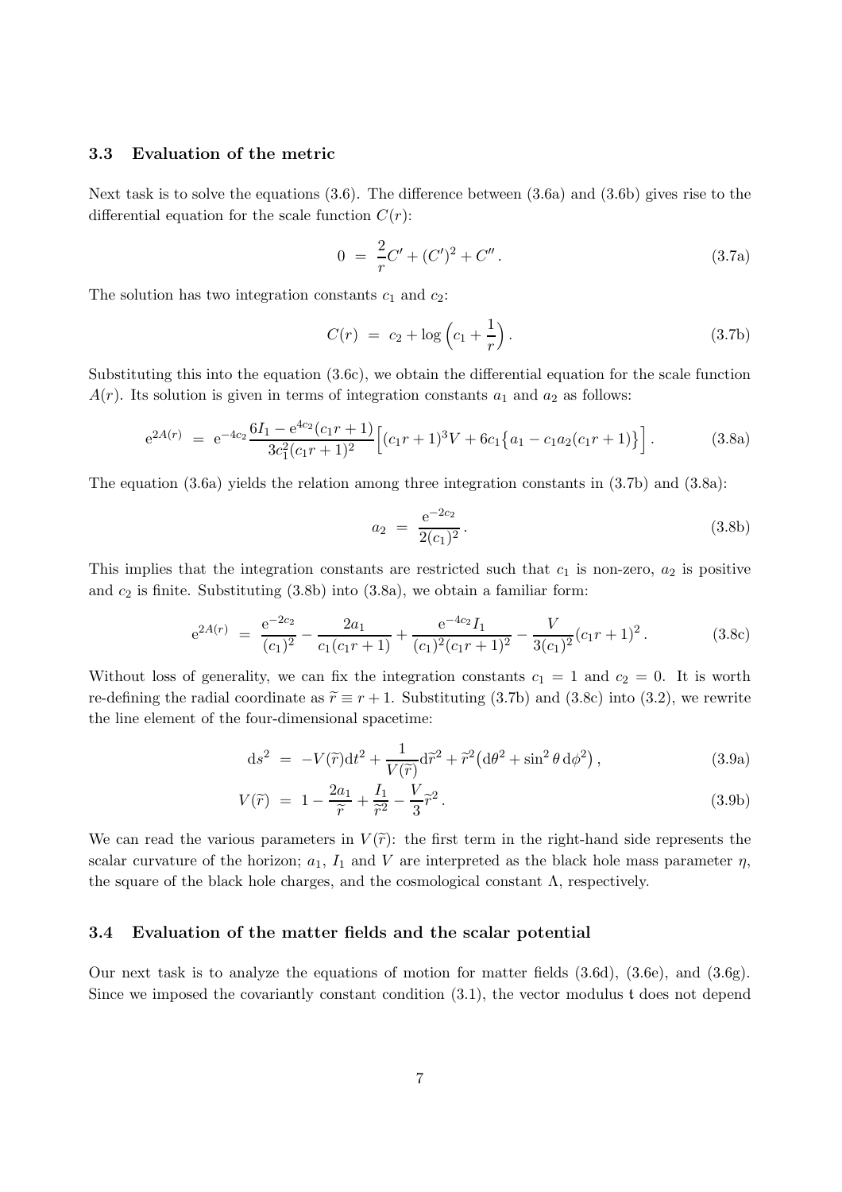### 3.3 Evaluation of the metric

Next task is to solve the equations (3.6). The difference between (3.6a) and (3.6b) gives rise to the differential equation for the scale function $C(r)$:

$$
0 \;=\; \frac{2}{r} C' + (C')^2 + C'' \,. \tag{3.7a}
$$

The solution has two integration constants $c_1$ and $c_2$:

$$
C(r) \;=\; c_2 + \log\Big( c_1 + \frac{1}{r} \Big) \,. \tag{3.7b}
$$

Substituting this into the equation (3.6c), we obtain the differential equation for the scale function $A(r)$. Its solution is given in terms of integration constants $a_1$ and $a_2$ as follows:

$$
\mathrm{e}^{2A(r)} \;=\; \mathrm{e}^{-4c_2} \frac{6 I_1 - \mathrm{e}^{4c_2} (c_1 r + 1)}{3 c_1^2 (c_1 r + 1)^2} \Big[ (c_1 r + 1)^3 V + 6 c_1 \big\{ a_1 - c_1 a_2 (c_1 r + 1) \big\} \Big] \,. \tag{3.8a}
$$

The equation (3.6a) yields the relation among three integration constants in (3.7b) and (3.8a):

$$
a_2 \;=\; \frac{\mathrm{e}^{-2c_2}}{2(c_1)^2} \,. \tag{3.8b}
$$

This implies that the integration constants are restricted such that $c_1$ is non-zero, $a_2$ is positive and $c_2$ is finite. Substituting (3.8b) into (3.8a), we obtain a familiar form:

$$
\mathrm{e}^{2A(r)} \;=\; \frac{\mathrm{e}^{-2c_2}}{(c_1)^2} - \frac{2 a_1}{c_1 (c_1 r + 1)} + \frac{\mathrm{e}^{-4c_2} I_1}{(c_1)^2 (c_1 r + 1)^2} - \frac{V}{3 (c_1)^2} (c_1 r + 1)^2 \,. \tag{3.8c}
$$

Without loss of generality, we can fix the integration constants $c_1 = 1$ and $c_2 = 0$. It is worth re-defining the radial coordinate as $\widetilde{r} \equiv r + 1$. Substituting (3.7b) and (3.8c) into (3.2), we rewrite the line element of the four-dimensional spacetime:

$$
\mathrm{d}s^2 \;=\; - V(\widetilde{r}) \mathrm{d}t^2 + \frac{1}{V(\widetilde{r})} \mathrm{d}\widetilde{r}^2 + \widetilde{r}^2 \big( \mathrm{d}\theta^2 + \sin^2 \theta \, \mathrm{d}\phi^2 \big) \,, \tag{3.9a}
$$

$$
V(\widetilde{r}) \;=\; 1 - \frac{2 a_1}{\widetilde{r}} + \frac{I_1}{\widetilde{r}^2} - \frac{V}{3} \widetilde{r}^2 \,. \tag{3.9b}
$$

We can read the various parameters in $V(\widetilde{r})$: the first term in the right-hand side represents the scalar curvature of the horizon; $a_1$, $I_1$ and $V$ are interpreted as the black hole mass parameter $\eta$, the square of the black hole charges, and the cosmological constant $\Lambda$, respectively.

### 3.4 Evaluation of the matter fields and the scalar potential

Our next task is to analyze the equations of motion for matter fields (3.6d), (3.6e), and (3.6g). Since we imposed the covariantly constant condition (3.1), the vector modulus $\mathfrak{t}$ does not depend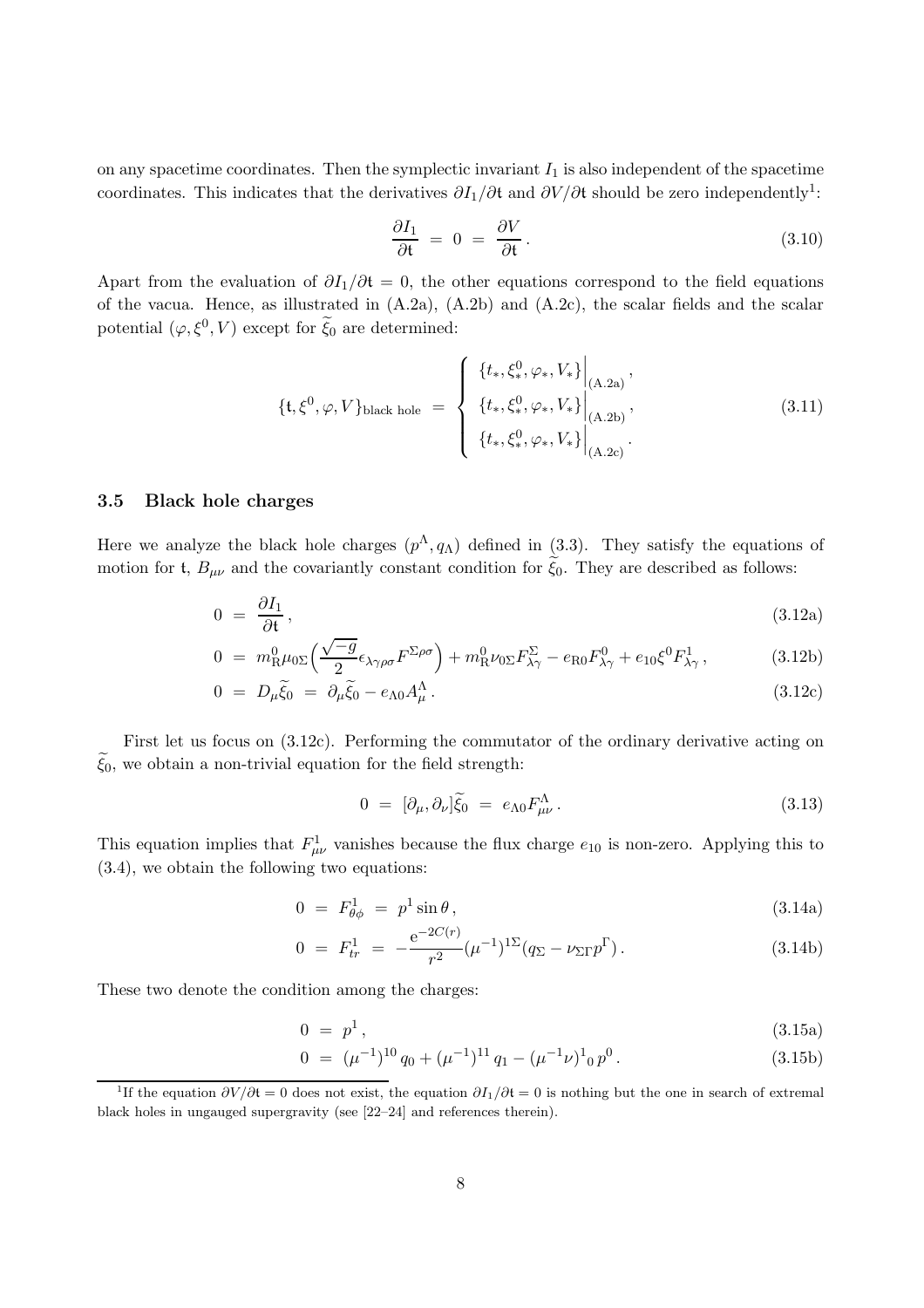on any spacetime coordinates. Then the symplectic invariant $I_1$ is also independent of the spacetime coordinates. This indicates that the derivatives $\partial I_1/\partial \mathfrak{t}$ and $\partial V/\partial \mathfrak{t}$ should be zero independently[1]:

$$\frac{\partial I_1}{\partial \mathfrak{t}} \; = \; 0 \; = \; \frac{\partial V}{\partial \mathfrak{t}} \,. \tag{3.10}$$

Apart from the evaluation of $\partial I_1/\partial \mathfrak{t} = 0$, the other equations correspond to the field equations of the vacua. Hence, as illustrated in (A.2a), (A.2b) and (A.2c), the scalar fields and the scalar potential $(\varphi, \xi^0, V)$ except for $\widetilde{\xi}_0$ are determined:

$$\{\mathfrak{t}, \xi^0, \varphi, V\}_{\text{black hole}} \; = \; \left\{ \begin{array}{l} \{t_*, \xi^0_*, \varphi_*, V_*\}\Big|_{(\text{A.2a})} \,, \\ \{t_*, \xi^0_*, \varphi_*, V_*\}\Big|_{(\text{A.2b})} \,, \\ \{t_*, \xi^0_*, \varphi_*, V_*\}\Big|_{(\text{A.2c})} \,. \end{array} \right. \tag{3.11}$$

### 3.5 Black hole charges

Here we analyze the black hole charges $(p^\Lambda, q_\Lambda)$ defined in (3.3). They satisfy the equations of motion for $\mathfrak{t}$, $B_{\mu\nu}$ and the covariantly constant condition for $\widetilde{\xi}_0$. They are described as follows:

$$0 \; = \; \frac{\partial I_1}{\partial \mathfrak{t}} \,, \tag{3.12a}$$

$$0 \; = \; m^0_{\text{R}} \mu_{0\Sigma} \Big( \frac{\sqrt{-g}}{2} \epsilon_{\lambda\gamma\rho\sigma} F^{\Sigma\rho\sigma} \Big) + m^0_{\text{R}} \nu_{0\Sigma} F^\Sigma_{\lambda\gamma} - e_{\text{R}0} F^0_{\lambda\gamma} + e_{10} \xi^0 F^1_{\lambda\gamma} \,, \tag{3.12b}$$

$$0 \; = \; D_\mu \widetilde{\xi}_0 \; = \; \partial_\mu \widetilde{\xi}_0 - e_{\Lambda 0} A^\Lambda_\mu \,. \tag{3.12c}$$

First let us focus on (3.12c). Performing the commutator of the ordinary derivative acting on $\widetilde{\xi}_0$, we obtain a non-trivial equation for the field strength:

$$0 \; = \; [\partial_\mu, \partial_\nu] \widetilde{\xi}_0 \; = \; e_{\Lambda 0} F^\Lambda_{\mu\nu} \,. \tag{3.13}$$

This equation implies that $F^1_{\mu\nu}$ vanishes because the flux charge $e_{10}$ is non-zero. Applying this to (3.4), we obtain the following two equations:

$$0 \; = \; F^1_{\theta\phi} \; = \; p^1 \sin\theta \,, \tag{3.14a}$$

$$0 \; = \; F^1_{tr} \; = \; -\frac{\mathrm{e}^{-2C(r)}}{r^2} (\mu^{-1})^{1\Sigma} (q_\Sigma - \nu_{\Sigma\Gamma} p^\Gamma) \,. \tag{3.14b}$$

These two denote the condition among the charges:

$$0 \; = \; p^1 \,, \tag{3.15a}$$

$$0 \; = \; (\mu^{-1})^{10} \, q_0 + (\mu^{-1})^{11} \, q_1 - (\mu^{-1}\nu)^1{}_0 \, p^0 \,. \tag{3.15b}$$

[1] If the equation $\partial V/\partial \mathfrak{t} = 0$ does not exist, the equation $\partial I_1/\partial \mathfrak{t} = 0$ is nothing but the one in search of extremal black holes in ungauged supergravity (see [22–24] and references therein).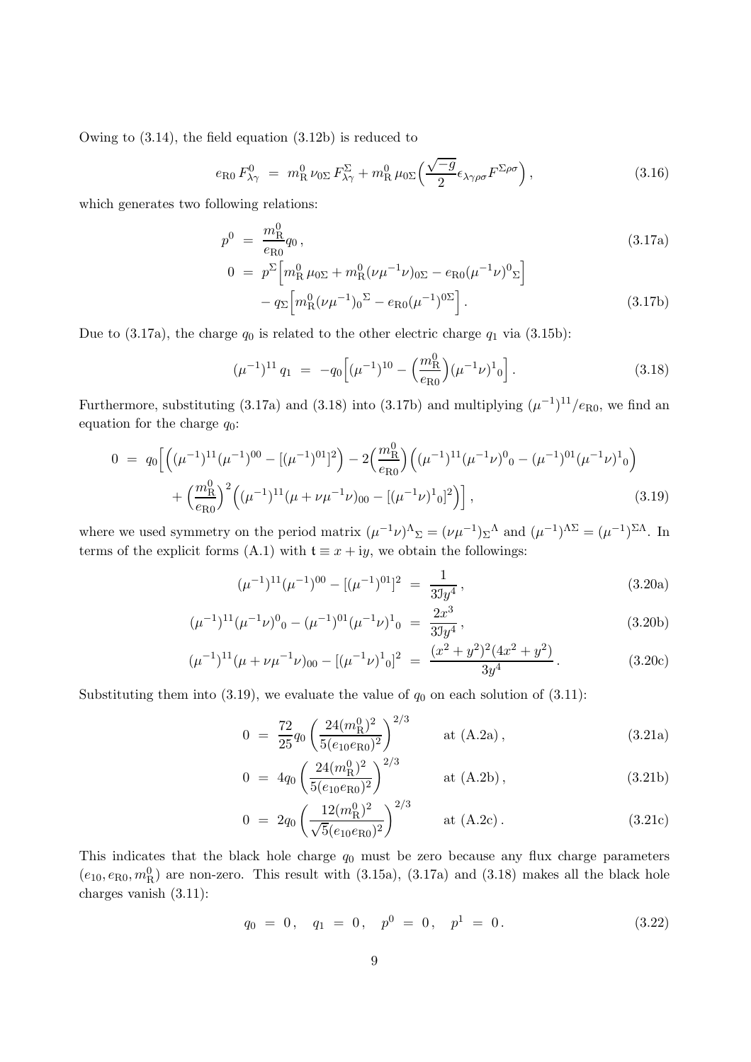Owing to (3.14), the field equation (3.12b) is reduced to

$$e_{\rm R0}\, F^0_{\lambda\gamma} \;=\; m^0_{\rm R}\, \nu_{0\Sigma}\, F^\Sigma_{\lambda\gamma} + m^0_{\rm R}\, \mu_{0\Sigma} \Big( \frac{\sqrt{-g}}{2} \epsilon_{\lambda\gamma\rho\sigma} F^{\Sigma\rho\sigma} \Big) \,, \tag{3.16}$$

which generates two following relations:

$$p^0 \;=\; \frac{m^0_{\rm R}}{e_{\rm R0}} q_0 \,, \tag{3.17a}$$

$$0 \;=\; p^\Sigma \Big[ m^0_{\rm R}\, \mu_{0\Sigma} + m^0_{\rm R} (\nu \mu^{-1} \nu)_{0\Sigma} - e_{\rm R0} (\mu^{-1}\nu)^0{}_\Sigma \Big] - q_\Sigma \Big[ m^0_{\rm R} (\nu \mu^{-1})_0{}^\Sigma - e_{\rm R0} (\mu^{-1})^{0\Sigma} \Big] \,. \tag{3.17b}$$

Due to (3.17a), the charge $q_0$ is related to the other electric charge $q_1$ via (3.15b):

$$(\mu^{-1})^{11}\, q_1 \;=\; - q_0 \Big[ (\mu^{-1})^{10} - \Big( \frac{m^0_{\rm R}}{e_{\rm R0}} \Big) (\mu^{-1}\nu)^1{}_0 \Big] \,. \tag{3.18}$$

Furthermore, substituting (3.17a) and (3.18) into (3.17b) and multiplying $(\mu^{-1})^{11}/e_{\rm R0}$, we find an equation for the charge $q_0$:

$$\begin{aligned}
0 \;=\; q_0 \Big[ &\Big( (\mu^{-1})^{11} (\mu^{-1})^{00} - [(\mu^{-1})^{01}]^2 \Big) - 2 \Big( \frac{m^0_{\rm R}}{e_{\rm R0}} \Big) \Big( (\mu^{-1})^{11} (\mu^{-1}\nu)^0{}_0 - (\mu^{-1})^{01} (\mu^{-1}\nu)^1{}_0 \Big) \\
&+ \Big( \frac{m^0_{\rm R}}{e_{\rm R0}} \Big)^2 \Big( (\mu^{-1})^{11} (\mu + \nu\mu^{-1}\nu)_{00} - [(\mu^{-1}\nu)^1{}_0]^2 \Big) \Big] \,,
\end{aligned} \tag{3.19}$$

where we used symmetry on the period matrix $(\mu^{-1}\nu)^\Lambda{}_\Sigma = (\nu\mu^{-1})_\Sigma{}^\Lambda$ and $(\mu^{-1})^{\Lambda\Sigma} = (\mu^{-1})^{\Sigma\Lambda}$. In terms of the explicit forms (A.1) with $\mathfrak{t} \equiv x + {\rm i} y$, we obtain the followings:

$$(\mu^{-1})^{11} (\mu^{-1})^{00} - [(\mu^{-1})^{01}]^2 \;=\; \frac{1}{3\mathfrak{I} y^4} \,, \tag{3.20a}$$

$$(\mu^{-1})^{11} (\mu^{-1}\nu)^0{}_0 - (\mu^{-1})^{01} (\mu^{-1}\nu)^1{}_0 \;=\; \frac{2x^3}{3\mathfrak{I} y^4} \,, \tag{3.20b}$$

$$(\mu^{-1})^{11} (\mu + \nu\mu^{-1}\nu)_{00} - [(\mu^{-1}\nu)^1{}_0]^2 \;=\; \frac{(x^2+y^2)^2 (4x^2+y^2)}{3y^4} \,. \tag{3.20c}$$

Substituting them into (3.19), we evaluate the value of $q_0$ on each solution of (3.11):

$$0 \;=\; \frac{72}{25} q_0 \left( \frac{24 (m^0_{\rm R})^2}{5 (e_{10} e_{\rm R0})^2} \right)^{2/3} \qquad \text{at (A.2a)} \,, \tag{3.21a}$$

$$0 \;=\; 4 q_0 \left( \frac{24 (m^0_{\rm R})^2}{5 (e_{10} e_{\rm R0})^2} \right)^{2/3} \qquad \text{at (A.2b)} \,, \tag{3.21b}$$

$$0 \;=\; 2 q_0 \left( \frac{12 (m^0_{\rm R})^2}{\sqrt{5} (e_{10} e_{\rm R0})^2} \right)^{2/3} \qquad \text{at (A.2c)} \,. \tag{3.21c}$$

This indicates that the black hole charge $q_0$ must be zero because any flux charge parameters $(e_{10}, e_{\rm R0}, m^0_{\rm R})$ are non-zero. This result with (3.15a), (3.17a) and (3.18) makes all the black hole charges vanish (3.11):

$$q_0 \;=\; 0 \,, \quad q_1 \;=\; 0 \,, \quad p^0 \;=\; 0 \,, \quad p^1 \;=\; 0 \,. \tag{3.22}$$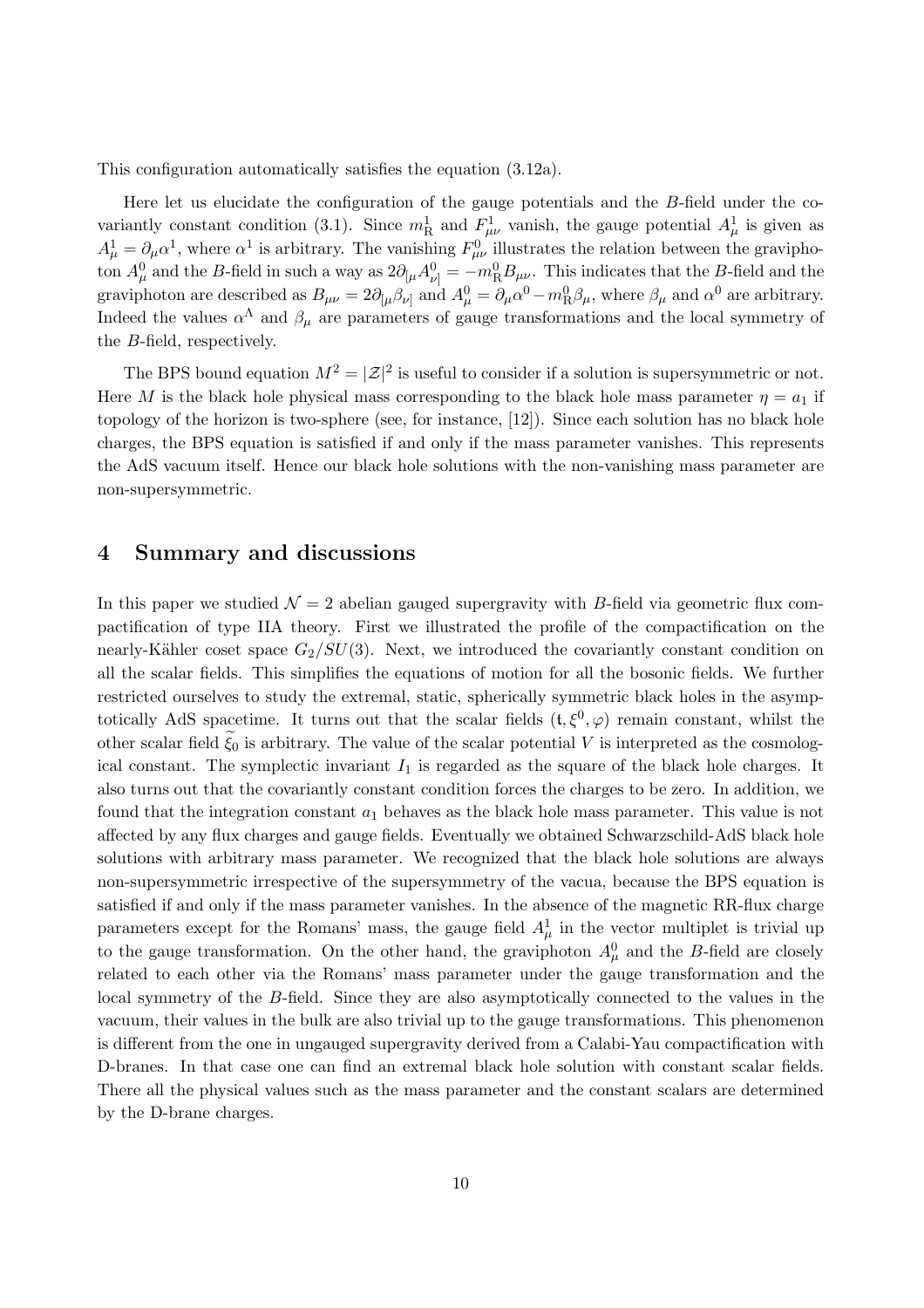This configuration automatically satisfies the equation (3.12a).

Here let us elucidate the configuration of the gauge potentials and the $B$-field under the covariantly constant condition (3.1). Since $m_{\mathrm{R}}^1$ and $F_{\mu\nu}^1$ vanish, the gauge potential $A_\mu^1$ is given as $A_\mu^1 = \partial_\mu \alpha^1$, where $\alpha^1$ is arbitrary. The vanishing $F_{\mu\nu}^0$ illustrates the relation between the graviphoton $A_\mu^0$ and the $B$-field in such a way as $2\partial_{[\mu} A_{\nu]}^0 = -m_{\mathrm{R}}^0 B_{\mu\nu}$. This indicates that the $B$-field and the graviphoton are described as $B_{\mu\nu} = 2\partial_{[\mu}\beta_{\nu]}$ and $A_\mu^0 = \partial_\mu \alpha^0 - m_{\mathrm{R}}^0 \beta_\mu$, where $\beta_\mu$ and $\alpha^0$ are arbitrary. Indeed the values $\alpha^\Lambda$ and $\beta_\mu$ are parameters of gauge transformations and the local symmetry of the $B$-field, respectively.

The BPS bound equation $M^2 = |\mathcal{Z}|^2$ is useful to consider if a solution is supersymmetric or not. Here $M$ is the black hole physical mass corresponding to the black hole mass parameter $\eta = a_1$ if topology of the horizon is two-sphere (see, for instance, [12]). Since each solution has no black hole charges, the BPS equation is satisfied if and only if the mass parameter vanishes. This represents the AdS vacuum itself. Hence our black hole solutions with the non-vanishing mass parameter are non-supersymmetric.

## 4 Summary and discussions

In this paper we studied $\mathcal{N} = 2$ abelian gauged supergravity with $B$-field via geometric flux compactification of type IIA theory. First we illustrated the profile of the compactification on the nearly-Kähler coset space $G_2/SU(3)$. Next, we introduced the covariantly constant condition on all the scalar fields. This simplifies the equations of motion for all the bosonic fields. We further restricted ourselves to study the extremal, static, spherically symmetric black holes in the asymptotically AdS spacetime. It turns out that the scalar fields $(\mathsf{t}, \xi^0, \varphi)$ remain constant, whilst the other scalar field $\widetilde{\xi}_0$ is arbitrary. The value of the scalar potential $V$ is interpreted as the cosmological constant. The symplectic invariant $I_1$ is regarded as the square of the black hole charges. It also turns out that the covariantly constant condition forces the charges to be zero. In addition, we found that the integration constant $a_1$ behaves as the black hole mass parameter. This value is not affected by any flux charges and gauge fields. Eventually we obtained Schwarzschild-AdS black hole solutions with arbitrary mass parameter. We recognized that the black hole solutions are always non-supersymmetric irrespective of the supersymmetry of the vacua, because the BPS equation is satisfied if and only if the mass parameter vanishes. In the absence of the magnetic RR-flux charge parameters except for the Romans' mass, the gauge field $A_\mu^1$ in the vector multiplet is trivial up to the gauge transformation. On the other hand, the graviphoton $A_\mu^0$ and the $B$-field are closely related to each other via the Romans' mass parameter under the gauge transformation and the local symmetry of the $B$-field. Since they are also asymptotically connected to the values in the vacuum, their values in the bulk are also trivial up to the gauge transformations. This phenomenon is different from the one in ungauged supergravity derived from a Calabi-Yau compactification with D-branes. In that case one can find an extremal black hole solution with constant scalar fields. There all the physical values such as the mass parameter and the constant scalars are determined by the D-brane charges.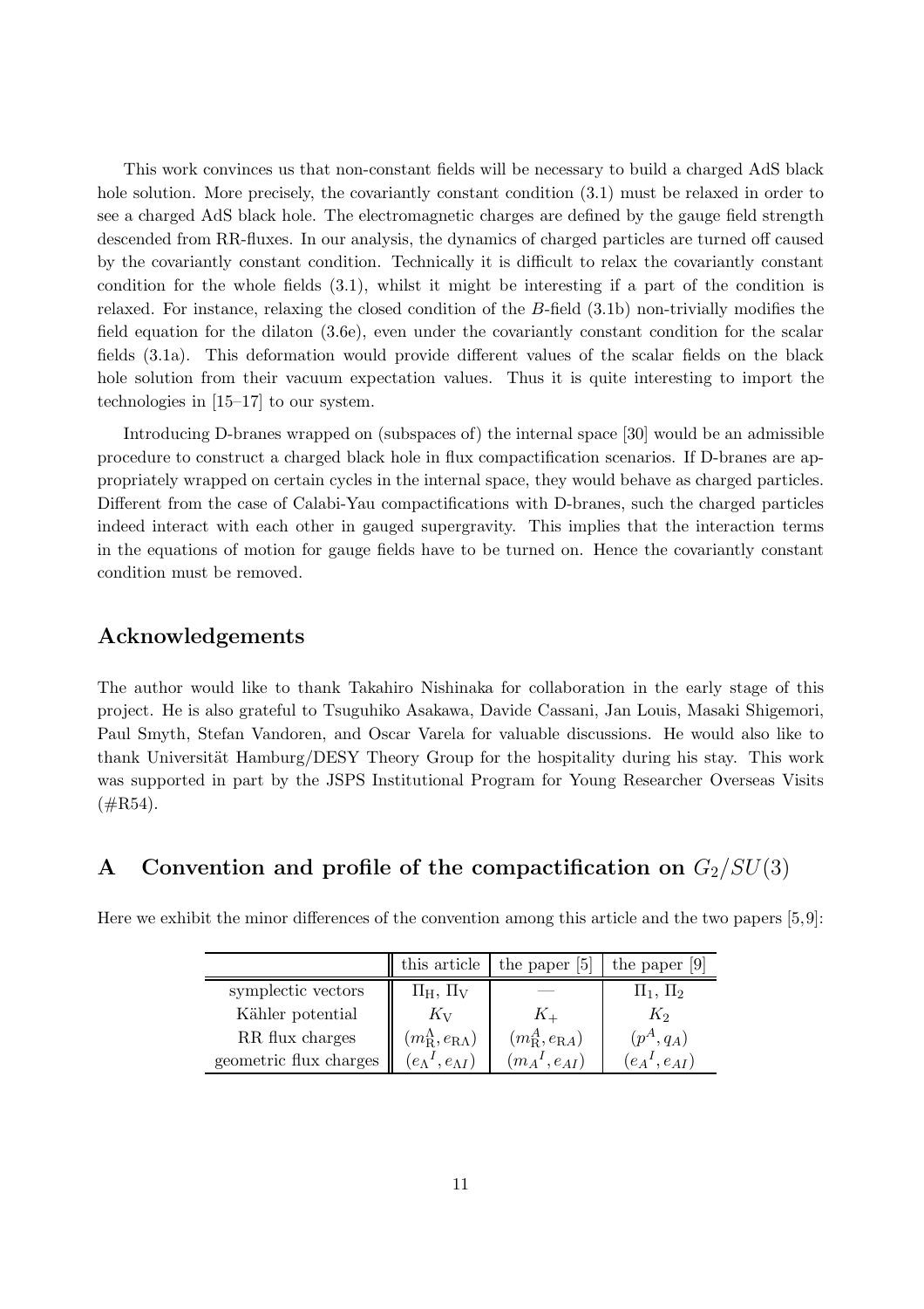This work convinces us that non-constant fields will be necessary to build a charged AdS black hole solution. More precisely, the covariantly constant condition (3.1) must be relaxed in order to see a charged AdS black hole. The electromagnetic charges are defined by the gauge field strength descended from RR-fluxes. In our analysis, the dynamics of charged particles are turned off caused by the covariantly constant condition. Technically it is difficult to relax the covariantly constant condition for the whole fields (3.1), whilst it might be interesting if a part of the condition is relaxed. For instance, relaxing the closed condition of the $B$-field (3.1b) non-trivially modifies the field equation for the dilaton (3.6e), even under the covariantly constant condition for the scalar fields (3.1a). This deformation would provide different values of the scalar fields on the black hole solution from their vacuum expectation values. Thus it is quite interesting to import the technologies in [15–17] to our system.

Introducing D-branes wrapped on (subspaces of) the internal space [30] would be an admissible procedure to construct a charged black hole in flux compactification scenarios. If D-branes are appropriately wrapped on certain cycles in the internal space, they would behave as charged particles. Different from the case of Calabi-Yau compactifications with D-branes, such the charged particles indeed interact with each other in gauged supergravity. This implies that the interaction terms in the equations of motion for gauge fields have to be turned on. Hence the covariantly constant condition must be removed.

## Acknowledgements

The author would like to thank Takahiro Nishinaka for collaboration in the early stage of this project. He is also grateful to Tsuguhiko Asakawa, Davide Cassani, Jan Louis, Masaki Shigemori, Paul Smyth, Stefan Vandoren, and Oscar Varela for valuable discussions. He would also like to thank Universität Hamburg/DESY Theory Group for the hospitality during his stay. This work was supported in part by the JSPS Institutional Program for Young Researcher Overseas Visits (#R54).

## A Convention and profile of the compactification on $G_2/SU(3)$

Here we exhibit the minor differences of the convention among this article and the two papers [5,9]:

| | this article | the paper [5] | the paper [9] |
|---|---|---|---|
| symplectic vectors | $\Pi_{\rm H}$, $\Pi_{\rm V}$ | — | $\Pi_1$, $\Pi_2$ |
| Kähler potential | $K_{\rm V}$ | $K_+$ | $K_2$ |
| RR flux charges | $(m_{\rm R}^{\Lambda}, e_{{\rm R}\Lambda})$ | $(m_{\rm R}^{A}, e_{{\rm R}A})$ | $(p^A, q_A)$ |
| geometric flux charges | $({e_{\Lambda}}^I, e_{\Lambda I})$ | $({m_A}^I, e_{AI})$ | $({e_A}^I, e_{AI})$ |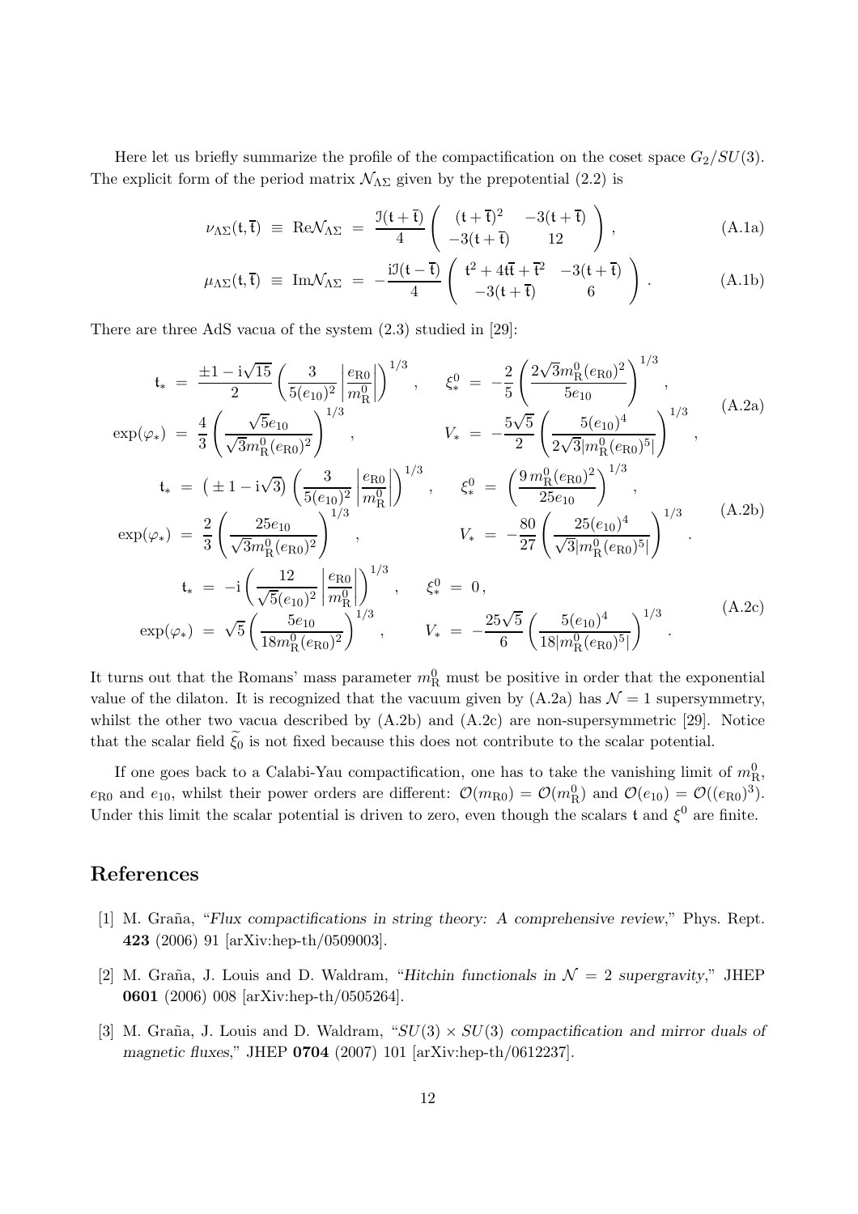Here let us briefly summarize the profile of the compactification on the coset space $G_2/SU(3)$. The explicit form of the period matrix $\mathcal{N}_{\Lambda\Sigma}$ given by the prepotential (2.2) is

$$
\nu_{\Lambda\Sigma}(\mathsf{t},\overline{\mathsf{t}}) \;\equiv\; \mathrm{Re}\mathcal{N}_{\Lambda\Sigma} \;=\; \frac{\mathfrak{I}(\mathsf{t}+\overline{\mathsf{t}})}{4} \left( \begin{array}{cc} (\mathsf{t}+\overline{\mathsf{t}})^2 & -3(\mathsf{t}+\overline{\mathsf{t}}) \\ -3(\mathsf{t}+\overline{\mathsf{t}}) & 12 \end{array} \right) , \tag{A.1a}
$$

$$
\mu_{\Lambda\Sigma}(\mathsf{t},\overline{\mathsf{t}}) \;\equiv\; \mathrm{Im}\mathcal{N}_{\Lambda\Sigma} \;=\; -\frac{\mathrm{i}\mathfrak{I}(\mathsf{t}-\overline{\mathsf{t}})}{4} \left( \begin{array}{cc} \mathsf{t}^2+4\mathsf{t}\overline{\mathsf{t}}+\overline{\mathsf{t}}^2 & -3(\mathsf{t}+\overline{\mathsf{t}}) \\ -3(\mathsf{t}+\overline{\mathsf{t}}) & 6 \end{array} \right) . \tag{A.1b}
$$

There are three AdS vacua of the system (2.3) studied in [29]:

$$
\begin{aligned}
\mathsf{t}_* \;&=\; \frac{\pm 1 - \mathrm{i}\sqrt{15}}{2} \left( \frac{3}{5(e_{10})^2} \left| \frac{e_{\mathrm{R}0}}{m_{\mathrm{R}}^0} \right| \right)^{1/3} , \qquad \xi_*^0 \;=\; -\frac{2}{5} \left( \frac{2\sqrt{3} m_{\mathrm{R}}^0 (e_{\mathrm{R}0})^2}{5 e_{10}} \right)^{1/3} , \\
\exp(\varphi_*) \;&=\; \frac{4}{3} \left( \frac{\sqrt{5} e_{10}}{\sqrt{3} m_{\mathrm{R}}^0 (e_{\mathrm{R}0})^2} \right)^{1/3} , \qquad\qquad V_* \;=\; -\frac{5\sqrt{5}}{2} \left( \frac{5 (e_{10})^4}{2\sqrt{3} |m_{\mathrm{R}}^0 (e_{\mathrm{R}0})^5|} \right)^{1/3} ,
\end{aligned} \tag{A.2a}
$$

$$
\begin{aligned}
\mathsf{t}_* \;&=\; \big( \pm 1 - \mathrm{i}\sqrt{3} \big) \left( \frac{3}{5(e_{10})^2} \left| \frac{e_{\mathrm{R}0}}{m_{\mathrm{R}}^0} \right| \right)^{1/3} , \qquad \xi_*^0 \;=\; \left( \frac{9\, m_{\mathrm{R}}^0 (e_{\mathrm{R}0})^2}{25 e_{10}} \right)^{1/3} , \\
\exp(\varphi_*) \;&=\; \frac{2}{3} \left( \frac{25 e_{10}}{\sqrt{3} m_{\mathrm{R}}^0 (e_{\mathrm{R}0})^2} \right)^{1/3} , \qquad\qquad V_* \;=\; -\frac{80}{27} \left( \frac{25 (e_{10})^4}{\sqrt{3} |m_{\mathrm{R}}^0 (e_{\mathrm{R}0})^5|} \right)^{1/3} .
\end{aligned} \tag{A.2b}
$$

$$
\begin{aligned}
\mathsf{t}_* \;&=\; -\mathrm{i} \left( \frac{12}{\sqrt{5}(e_{10})^2} \left| \frac{e_{\mathrm{R}0}}{m_{\mathrm{R}}^0} \right| \right)^{1/3} , \qquad \xi_*^0 \;=\; 0 , \\
\exp(\varphi_*) \;&=\; \sqrt{5} \left( \frac{5 e_{10}}{18 m_{\mathrm{R}}^0 (e_{\mathrm{R}0})^2} \right)^{1/3} , \qquad V_* \;=\; -\frac{25\sqrt{5}}{6} \left( \frac{5 (e_{10})^4}{18 |m_{\mathrm{R}}^0 (e_{\mathrm{R}0})^5|} \right)^{1/3} .
\end{aligned} \tag{A.2c}
$$

It turns out that the Romans' mass parameter $m_{\mathrm{R}}^0$ must be positive in order that the exponential value of the dilaton. It is recognized that the vacuum given by (A.2a) has $\mathcal{N}=1$ supersymmetry, whilst the other two vacua described by (A.2b) and (A.2c) are non-supersymmetric [29]. Notice that the scalar field $\widetilde{\xi}_0$ is not fixed because this does not contribute to the scalar potential.

If one goes back to a Calabi-Yau compactification, one has to take the vanishing limit of $m_{\mathrm{R}}^0$, $e_{\mathrm{R}0}$ and $e_{10}$, whilst their power orders are different: $\mathcal{O}(m_{\mathrm{R}0}) = \mathcal{O}(m_{\mathrm{R}}^0)$ and $\mathcal{O}(e_{10}) = \mathcal{O}((e_{\mathrm{R}0})^3)$. Under this limit the scalar potential is driven to zero, even though the scalars $\mathsf{t}$ and $\xi^0$ are finite.

## References

[1] M. Graña, "*Flux compactifications in string theory: A comprehensive review*," Phys. Rept. **423** (2006) 91 [arXiv:hep-th/0509003].

[2] M. Graña, J. Louis and D. Waldram, "*Hitchin functionals in $\mathcal{N}=2$ supergravity*," JHEP **0601** (2006) 008 [arXiv:hep-th/0505264].

[3] M. Graña, J. Louis and D. Waldram, "*$SU(3) \times SU(3)$ compactification and mirror duals of magnetic fluxes*," JHEP **0704** (2007) 101 [arXiv:hep-th/0612237].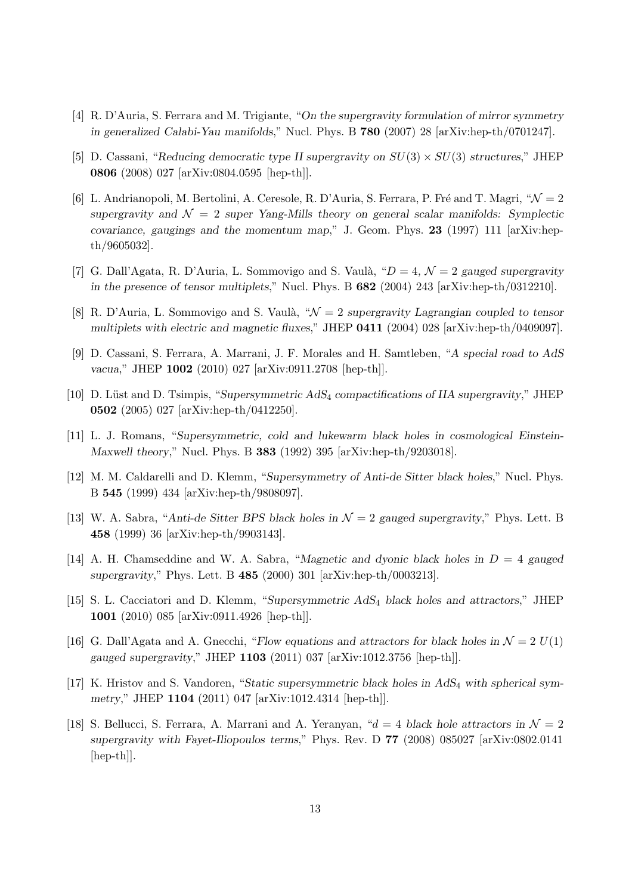[4] R. D'Auria, S. Ferrara and M. Trigiante, "*On the supergravity formulation of mirror symmetry in generalized Calabi-Yau manifolds*," Nucl. Phys. B **780** (2007) 28 [arXiv:hep-th/0701247].

[5] D. Cassani, "*Reducing democratic type II supergravity on $SU(3) \times SU(3)$ structures*," JHEP **0806** (2008) 027 [arXiv:0804.0595 [hep-th]].

[6] L. Andrianopoli, M. Bertolini, A. Ceresole, R. D'Auria, S. Ferrara, P. Fré and T. Magri, "*$\mathcal{N} = 2$ supergravity and $\mathcal{N} = 2$ super Yang-Mills theory on general scalar manifolds: Symplectic covariance, gaugings and the momentum map*," J. Geom. Phys. **23** (1997) 111 [arXiv:hep-th/9605032].

[7] G. Dall'Agata, R. D'Auria, L. Sommovigo and S. Vaulà, "*$D = 4$, $\mathcal{N} = 2$ gauged supergravity in the presence of tensor multiplets*," Nucl. Phys. B **682** (2004) 243 [arXiv:hep-th/0312210].

[8] R. D'Auria, L. Sommovigo and S. Vaulà, "*$\mathcal{N} = 2$ supergravity Lagrangian coupled to tensor multiplets with electric and magnetic fluxes*," JHEP **0411** (2004) 028 [arXiv:hep-th/0409097].

[9] D. Cassani, S. Ferrara, A. Marrani, J. F. Morales and H. Samtleben, "*A special road to AdS vacua*," JHEP **1002** (2010) 027 [arXiv:0911.2708 [hep-th]].

[10] D. Lüst and D. Tsimpis, "*Supersymmetric $AdS_4$ compactifications of IIA supergravity*," JHEP **0502** (2005) 027 [arXiv:hep-th/0412250].

[11] L. J. Romans, "*Supersymmetric, cold and lukewarm black holes in cosmological Einstein-Maxwell theory*," Nucl. Phys. B **383** (1992) 395 [arXiv:hep-th/9203018].

[12] M. M. Caldarelli and D. Klemm, "*Supersymmetry of Anti-de Sitter black holes*," Nucl. Phys. B **545** (1999) 434 [arXiv:hep-th/9808097].

[13] W. A. Sabra, "*Anti-de Sitter BPS black holes in $\mathcal{N} = 2$ gauged supergravity*," Phys. Lett. B **458** (1999) 36 [arXiv:hep-th/9903143].

[14] A. H. Chamseddine and W. A. Sabra, "*Magnetic and dyonic black holes in $D = 4$ gauged supergravity*," Phys. Lett. B **485** (2000) 301 [arXiv:hep-th/0003213].

[15] S. L. Cacciatori and D. Klemm, "*Supersymmetric $AdS_4$ black holes and attractors*," JHEP **1001** (2010) 085 [arXiv:0911.4926 [hep-th]].

[16] G. Dall'Agata and A. Gnecchi, "*Flow equations and attractors for black holes in $\mathcal{N} = 2$ $U(1)$ gauged supergravity*," JHEP **1103** (2011) 037 [arXiv:1012.3756 [hep-th]].

[17] K. Hristov and S. Vandoren, "*Static supersymmetric black holes in $AdS_4$ with spherical symmetry*," JHEP **1104** (2011) 047 [arXiv:1012.4314 [hep-th]].

[18] S. Bellucci, S. Ferrara, A. Marrani and A. Yeranyan, "*$d = 4$ black hole attractors in $\mathcal{N} = 2$ supergravity with Fayet-Iliopoulos terms*," Phys. Rev. D **77** (2008) 085027 [arXiv:0802.0141 [hep-th]].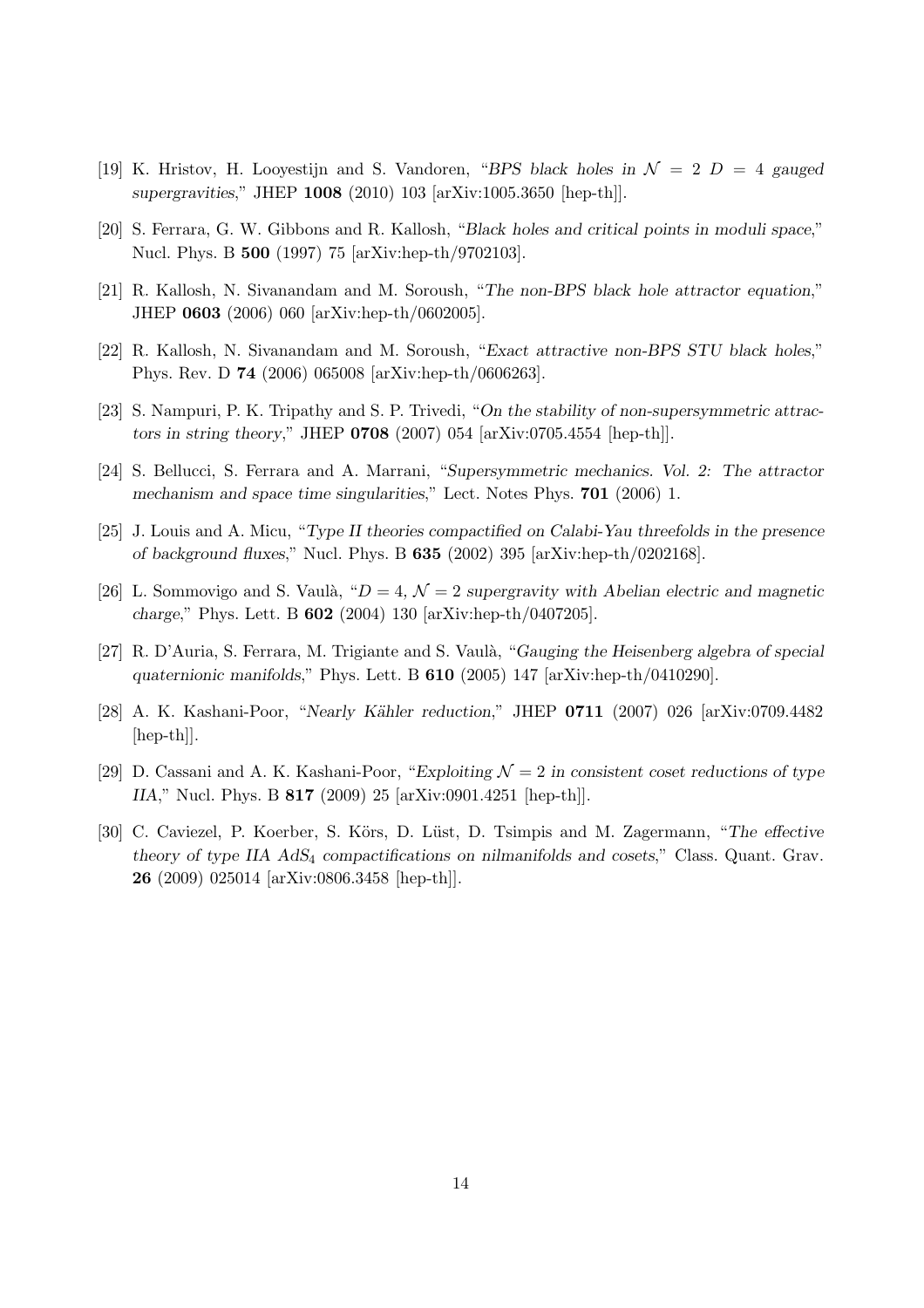[19] K. Hristov, H. Looyestijn and S. Vandoren, "*BPS black holes in $\mathcal{N} = 2$ $D = 4$ gauged supergravities*," JHEP **1008** (2010) 103 [arXiv:1005.3650 [hep-th]].

[20] S. Ferrara, G. W. Gibbons and R. Kallosh, "*Black holes and critical points in moduli space*," Nucl. Phys. B **500** (1997) 75 [arXiv:hep-th/9702103].

[21] R. Kallosh, N. Sivanandam and M. Soroush, "*The non-BPS black hole attractor equation*," JHEP **0603** (2006) 060 [arXiv:hep-th/0602005].

[22] R. Kallosh, N. Sivanandam and M. Soroush, "*Exact attractive non-BPS STU black holes*," Phys. Rev. D **74** (2006) 065008 [arXiv:hep-th/0606263].

[23] S. Nampuri, P. K. Tripathy and S. P. Trivedi, "*On the stability of non-supersymmetric attractors in string theory*," JHEP **0708** (2007) 054 [arXiv:0705.4554 [hep-th]].

[24] S. Bellucci, S. Ferrara and A. Marrani, "*Supersymmetric mechanics. Vol. 2: The attractor mechanism and space time singularities*," Lect. Notes Phys. **701** (2006) 1.

[25] J. Louis and A. Micu, "*Type II theories compactified on Calabi-Yau threefolds in the presence of background fluxes*," Nucl. Phys. B **635** (2002) 395 [arXiv:hep-th/0202168].

[26] L. Sommovigo and S. Vaulà, "*$D = 4$, $\mathcal{N} = 2$ supergravity with Abelian electric and magnetic charge*," Phys. Lett. B **602** (2004) 130 [arXiv:hep-th/0407205].

[27] R. D'Auria, S. Ferrara, M. Trigiante and S. Vaulà, "*Gauging the Heisenberg algebra of special quaternionic manifolds*," Phys. Lett. B **610** (2005) 147 [arXiv:hep-th/0410290].

[28] A. K. Kashani-Poor, "*Nearly Kähler reduction*," JHEP **0711** (2007) 026 [arXiv:0709.4482 [hep-th]].

[29] D. Cassani and A. K. Kashani-Poor, "*Exploiting $\mathcal{N} = 2$ in consistent coset reductions of type IIA*," Nucl. Phys. B **817** (2009) 25 [arXiv:0901.4251 [hep-th]].

[30] C. Caviezel, P. Koerber, S. Körs, D. Lüst, D. Tsimpis and M. Zagermann, "*The effective theory of type IIA $AdS_4$ compactifications on nilmanifolds and cosets*," Class. Quant. Grav. **26** (2009) 025014 [arXiv:0806.3458 [hep-th]].